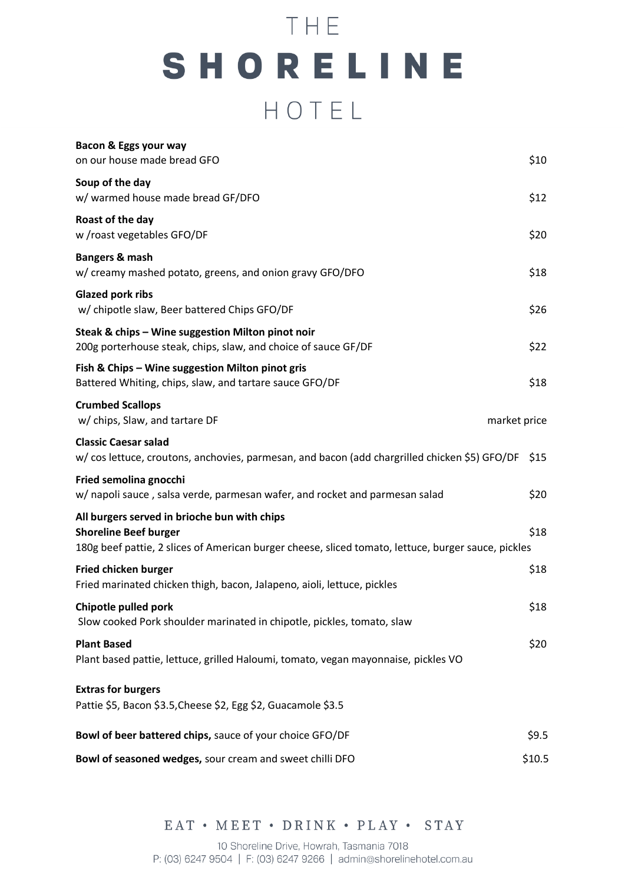# THE SHORELINE HOTEL

**Bacon & Eggs your way**
on our house made bread GFO — $10

**Soup of the day**
w/ warmed house made bread GF/DFO — $12

**Roast of the day**
w /roast vegetables GFO/DF — $20

**Bangers & mash**
w/ creamy mashed potato, greens, and onion gravy GFO/DFO — $18

**Glazed pork ribs**
w/ chipotle slaw, Beer battered Chips GFO/DF — $26

**Steak & chips – Wine suggestion Milton pinot noir**
200g porterhouse steak, chips, slaw, and choice of sauce GF/DF — $22

**Fish & Chips – Wine suggestion Milton pinot gris**
Battered Whiting, chips, slaw, and tartare sauce GFO/DF — $18

**Crumbed Scallops**
w/ chips, Slaw, and tartare DF — market price

**Classic Caesar salad**
w/ cos lettuce, croutons, anchovies, parmesan, and bacon (add chargrilled chicken $5) GFO/DF — $15

**Fried semolina gnocchi**
w/ napoli sauce , salsa verde, parmesan wafer, and rocket and parmesan salad — $20

**All burgers served in brioche bun with chips**

**Shoreline Beef burger** — $18
180g beef pattie, 2 slices of American burger cheese, sliced tomato, lettuce, burger sauce, pickles

**Fried chicken burger** — $18
Fried marinated chicken thigh, bacon, Jalapeno, aioli, lettuce, pickles

**Chipotle pulled pork** — $18
Slow cooked Pork shoulder marinated in chipotle, pickles, tomato, slaw

**Plant Based** — $20
Plant based pattie, lettuce, grilled Haloumi, tomato, vegan mayonnaise, pickles VO

**Extras for burgers**
Pattie $5, Bacon $3.5,Cheese $2, Egg $2, Guacamole $3.5

**Bowl of beer battered chips,** sauce of your choice GFO/DF — $9.5

**Bowl of seasoned wedges,** sour cream and sweet chilli DFO — $10.5

EAT • MEET • DRINK • PLAY • STAY

10 Shoreline Drive, Howrah, Tasmania 7018
P: (03) 6247 9504 | F: (03) 6247 9266 | admin@shorelinehotel.com.au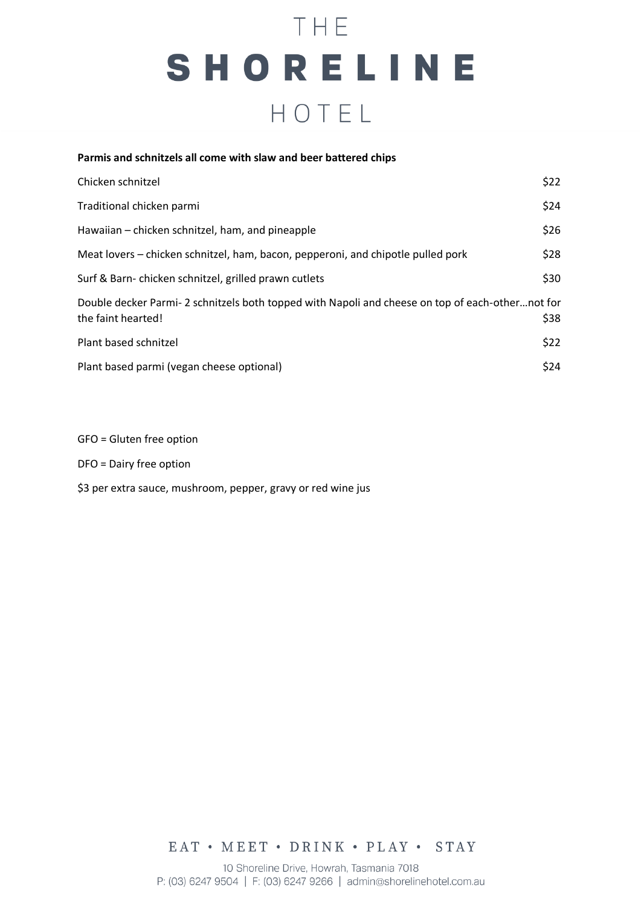# THE SHORELINE HOTEL

**Parmis and schnitzels all come with slaw and beer battered chips**

| | |
|---|---|
| Chicken schnitzel | $22 |
| Traditional chicken parmi | $24 |
| Hawaiian – chicken schnitzel, ham, and pineapple | $26 |
| Meat lovers – chicken schnitzel, ham, bacon, pepperoni, and chipotle pulled pork | $28 |
| Surf & Barn- chicken schnitzel, grilled prawn cutlets | $30 |
| Double decker Parmi- 2 schnitzels both topped with Napoli and cheese on top of each-other…not for the faint hearted! | $38 |
| Plant based schnitzel | $22 |
| Plant based parmi (vegan cheese optional) | $24 |

GFO = Gluten free option

DFO = Dairy free option

$3 per extra sauce, mushroom, pepper, gravy or red wine jus

EAT • MEET • DRINK • PLAY • STAY

10 Shoreline Drive, Howrah, Tasmania 7018
P: (03) 6247 9504 | F: (03) 6247 9266 | admin@shorelinehotel.com.au